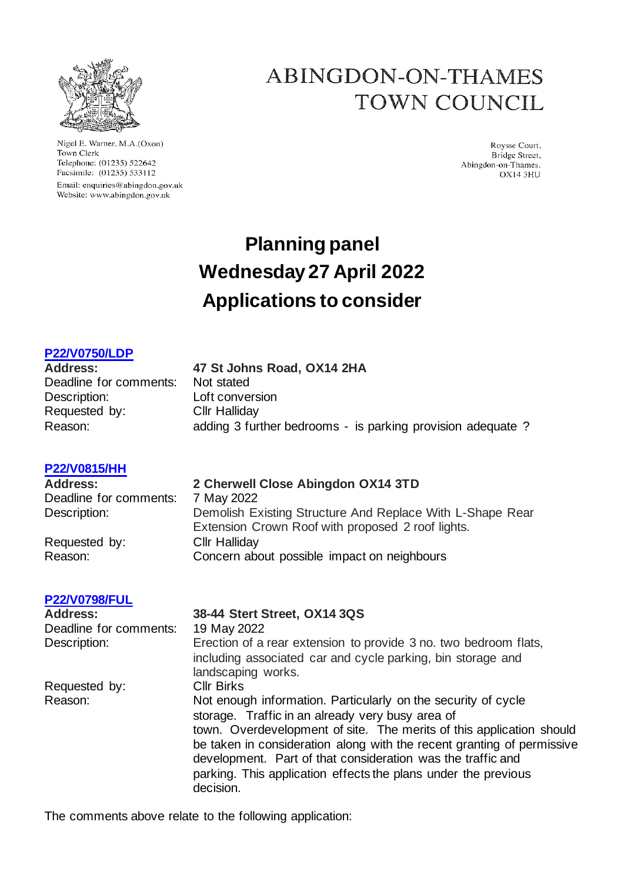# ABINGDON-ON-THAMES TOWN COUNCIL

Nigel E. Warner, M.A.(Oxon)
Town Clerk
Telephone: (01235) 522642
Facsimile: (01235) 533112
Email: enquiries@abingdon.gov.uk
Website: www.abingdon.gov.uk

Roysse Court,
Bridge Street,
Abingdon-on-Thames.
OX14 3HU

# Planning panel
# Wednesday 27 April 2022
# Applications to consider

### P22/V0750/LDP

**Address:** **47 St Johns Road, OX14 2HA**
Deadline for comments: Not stated
Description: Loft conversion
Requested by: Cllr Halliday
Reason: adding 3 further bedrooms - is parking provision adequate ?

### P22/V0815/HH

**Address:** **2 Cherwell Close Abingdon OX14 3TD**
Deadline for comments: 7 May 2022
Description: Demolish Existing Structure And Replace With L-Shape Rear Extension Crown Roof with proposed 2 roof lights.
Requested by: Cllr Halliday
Reason: Concern about possible impact on neighbours

### P22/V0798/FUL

**Address:** **38-44 Stert Street, OX14 3QS**
Deadline for comments: 19 May 2022
Description: Erection of a rear extension to provide 3 no. two bedroom flats, including associated car and cycle parking, bin storage and landscaping works.
Requested by: Cllr Birks
Reason: Not enough information. Particularly on the security of cycle storage. Traffic in an already very busy area of town. Overdevelopment of site. The merits of this application should be taken in consideration along with the recent granting of permissive development. Part of that consideration was the traffic and parking. This application effects the plans under the previous decision.

The comments above relate to the following application: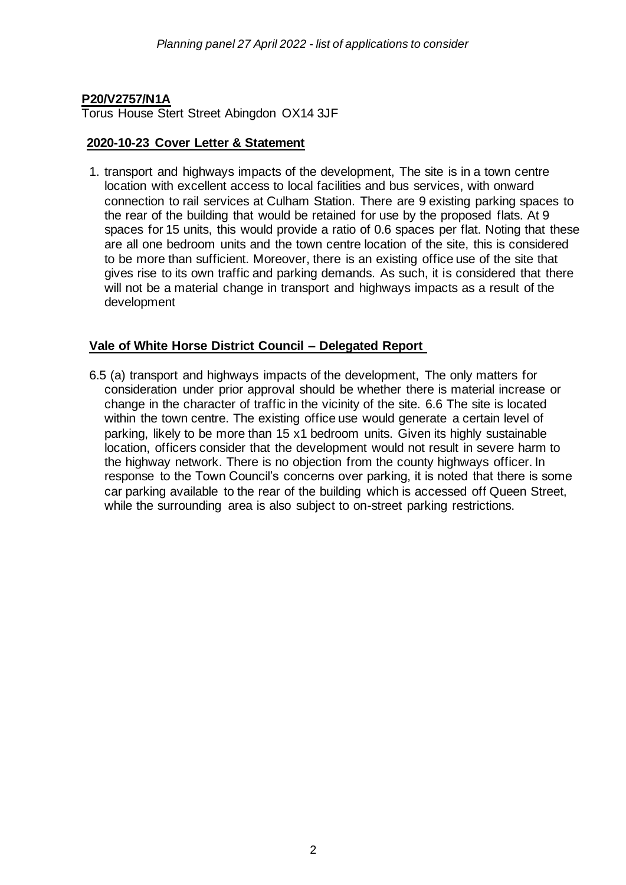**P20/V2757/N1A**

Torus House Stert Street Abingdon OX14 3JF

**2020-10-23 Cover Letter & Statement**

1. transport and highways impacts of the development, The site is in a town centre location with excellent access to local facilities and bus services, with onward connection to rail services at Culham Station. There are 9 existing parking spaces to the rear of the building that would be retained for use by the proposed flats. At 9 spaces for 15 units, this would provide a ratio of 0.6 spaces per flat. Noting that these are all one bedroom units and the town centre location of the site, this is considered to be more than sufficient. Moreover, there is an existing office use of the site that gives rise to its own traffic and parking demands. As such, it is considered that there will not be a material change in transport and highways impacts as a result of the development

**Vale of White Horse District Council – Delegated Report**

6.5 (a) transport and highways impacts of the development, The only matters for consideration under prior approval should be whether there is material increase or change in the character of traffic in the vicinity of the site. 6.6 The site is located within the town centre. The existing office use would generate a certain level of parking, likely to be more than 15 x1 bedroom units. Given its highly sustainable location, officers consider that the development would not result in severe harm to the highway network. There is no objection from the county highways officer. In response to the Town Council's concerns over parking, it is noted that there is some car parking available to the rear of the building which is accessed off Queen Street, while the surrounding area is also subject to on-street parking restrictions.